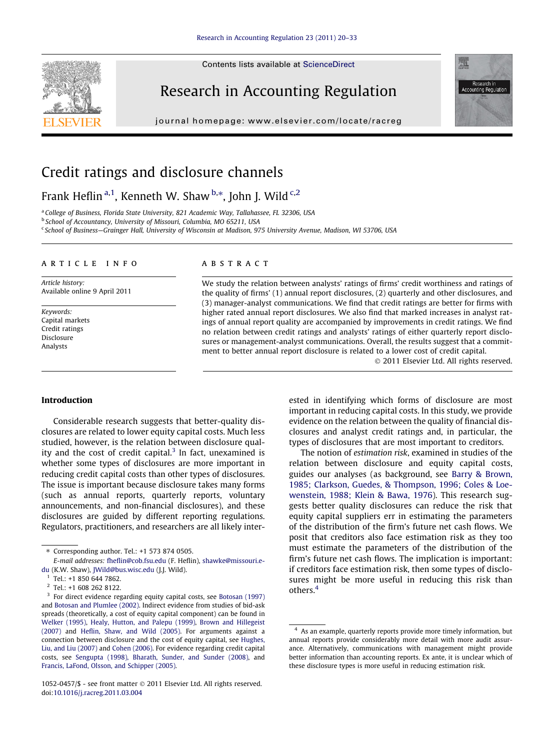# Credit ratings and disclosure channels

Frank Heflin[a,1], Kenneth W. Shaw[b,*], John J. Wild[c,2]

[a] College of Business, Florida State University, 821 Academic Way, Tallahassee, FL 32306, USA
[b] School of Accountancy, University of Missouri, Columbia, MO 65211, USA
[c] School of Business—Grainger Hall, University of Wisconsin at Madison, 975 University Avenue, Madison, WI 53706, USA

## ARTICLE INFO

*Article history:*
Available online 9 April 2011

*Keywords:*
Capital markets
Credit ratings
Disclosure
Analysts

## ABSTRACT

We study the relation between analysts' ratings of firms' credit worthiness and ratings of the quality of firms' (1) annual report disclosures, (2) quarterly and other disclosures, and (3) manager-analyst communications. We find that credit ratings are better for firms with higher rated annual report disclosures. We also find that marked increases in analyst ratings of annual report quality are accompanied by improvements in credit ratings. We find no relation between credit ratings and analysts' ratings of either quarterly report disclosures or management-analyst communications. Overall, the results suggest that a commitment to better annual report disclosure is related to a lower cost of credit capital.

© 2011 Elsevier Ltd. All rights reserved.

## Introduction

Considerable research suggests that better-quality disclosures are related to lower equity capital costs. Much less studied, however, is the relation between disclosure quality and the cost of credit capital.[3] In fact, unexamined is whether some types of disclosures are more important in reducing credit capital costs than other types of disclosures. The issue is important because disclosure takes many forms (such as annual reports, quarterly reports, voluntary announcements, and non-financial disclosures), and these disclosures are guided by different reporting regulations. Regulators, practitioners, and researchers are all likely interested in identifying which forms of disclosure are most important in reducing capital costs. In this study, we provide evidence on the relation between the quality of financial disclosures and analyst credit ratings and, in particular, the types of disclosures that are most important to creditors.

The notion of *estimation risk*, examined in studies of the relation between disclosure and equity capital costs, guides our analyses (as background, see Barry & Brown, 1985; Clarkson, Guedes, & Thompson, 1996; Coles & Loewenstein, 1988; Klein & Bawa, 1976). This research suggests better quality disclosures can reduce the risk that equity capital suppliers err in estimating the parameters of the distribution of the firm's future net cash flows. We posit that creditors also face estimation risk as they too must estimate the parameters of the distribution of the firm's future net cash flows. The implication is important: if creditors face estimation risk, then some types of disclosures might be more useful in reducing this risk than others.[4]

---

* Corresponding author. Tel.: +1 573 874 0505.
E-mail addresses: fheflin@cob.fsu.edu (F. Heflin), shawke@missouri.edu (K.W. Shaw), JWild@bus.wisc.edu (J.J. Wild).

[1] Tel.: +1 850 644 7862.

[2] Tel.: +1 608 262 8122.

[3] For direct evidence regarding equity capital costs, see Botosan (1997) and Botosan and Plumlee (2002). Indirect evidence from studies of bid-ask spreads (theoretically, a cost of equity capital component) can be found in Welker (1995), Healy, Hutton, and Palepu (1999), Brown and Hillegeist (2007) and Heflin, Shaw, and Wild (2005). For arguments against a connection between disclosure and the cost of equity capital, see Hughes, Liu, and Liu (2007) and Cohen (2006). For evidence regarding credit capital costs, see Sengupta (1998), Bharath, Sunder, and Sunder (2008), and Francis, LaFond, Olsson, and Schipper (2005).

[4] As an example, quarterly reports provide more timely information, but annual reports provide considerably more detail with more audit assurance. Alternatively, communications with management might provide better information than accounting reports. Ex ante, it is unclear which of these disclosure types is more useful in reducing estimation risk.

1052-0457/$ - see front matter © 2011 Elsevier Ltd. All rights reserved.
doi:10.1016/j.racreg.2011.03.004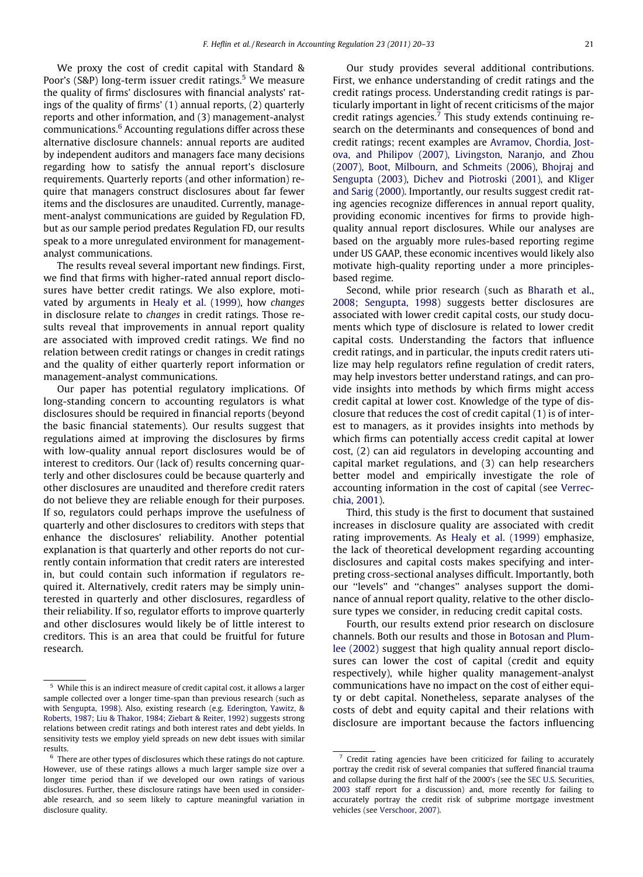We proxy the cost of credit capital with Standard & Poor's (S&P) long-term issuer credit ratings.[5] We measure the quality of firms' disclosures with financial analysts' ratings of the quality of firms' (1) annual reports, (2) quarterly reports and other information, and (3) management-analyst communications.[6] Accounting regulations differ across these alternative disclosure channels: annual reports are audited by independent auditors and managers face many decisions regarding how to satisfy the annual report's disclosure requirements. Quarterly reports (and other information) require that managers construct disclosures about far fewer items and the disclosures are unaudited. Currently, management-analyst communications are guided by Regulation FD, but as our sample period predates Regulation FD, our results speak to a more unregulated environment for management-analyst communications.

The results reveal several important new findings. First, we find that firms with higher-rated annual report disclosures have better credit ratings. We also explore, motivated by arguments in Healy et al. (1999), how *changes* in disclosure relate to *changes* in credit ratings. Those results reveal that improvements in annual report quality are associated with improved credit ratings. We find no relation between credit ratings or changes in credit ratings and the quality of either quarterly report information or management-analyst communications.

Our paper has potential regulatory implications. Of long-standing concern to accounting regulators is what disclosures should be required in financial reports (beyond the basic financial statements). Our results suggest that regulations aimed at improving the disclosures by firms with low-quality annual report disclosures would be of interest to creditors. Our (lack of) results concerning quarterly and other disclosures could be because quarterly and other disclosures are unaudited and therefore credit raters do not believe they are reliable enough for their purposes. If so, regulators could perhaps improve the usefulness of quarterly and other disclosures to creditors with steps that enhance the disclosures' reliability. Another potential explanation is that quarterly and other reports do not currently contain information that credit raters are interested in, but could contain such information if regulators required it. Alternatively, credit raters may be simply uninterested in quarterly and other disclosures, regardless of their reliability. If so, regulator efforts to improve quarterly and other disclosures would likely be of little interest to creditors. This is an area that could be fruitful for future research.

Our study provides several additional contributions. First, we enhance understanding of credit ratings and the credit ratings process. Understanding credit ratings is particularly important in light of recent criticisms of the major credit ratings agencies.[7] This study extends continuing research on the determinants and consequences of bond and credit ratings; recent examples are Avramov, Chordia, Jostova, and Philipov (2007), Livingston, Naranjo, and Zhou (2007), Boot, Milbourn, and Schmeits (2006), Bhojraj and Sengupta (2003), Dichev and Piotroski (2001), and Kliger and Sarig (2000). Importantly, our results suggest credit rating agencies recognize differences in annual report quality, providing economic incentives for firms to provide high-quality annual report disclosures. While our analyses are based on the arguably more rules-based reporting regime under US GAAP, these economic incentives would likely also motivate high-quality reporting under a more principles-based regime.

Second, while prior research (such as Bharath et al., 2008; Sengupta, 1998) suggests better disclosures are associated with lower credit capital costs, our study documents which type of disclosure is related to lower credit capital costs. Understanding the factors that influence credit ratings, and in particular, the inputs credit raters utilize may help regulators refine regulation of credit raters, may help investors better understand ratings, and can provide insights into methods by which firms might access credit capital at lower cost. Knowledge of the type of disclosure that reduces the cost of credit capital (1) is of interest to managers, as it provides insights into methods by which firms can potentially access credit capital at lower cost, (2) can aid regulators in developing accounting and capital market regulations, and (3) can help researchers better model and empirically investigate the role of accounting information in the cost of capital (see Verrecchia, 2001).

Third, this study is the first to document that sustained increases in disclosure quality are associated with credit rating improvements. As Healy et al. (1999) emphasize, the lack of theoretical development regarding accounting disclosures and capital costs makes specifying and interpreting cross-sectional analyses difficult. Importantly, both our "levels" and "changes" analyses support the dominance of annual report quality, relative to the other disclosure types we consider, in reducing credit capital costs.

Fourth, our results extend prior research on disclosure channels. Both our results and those in Botosan and Plumlee (2002) suggest that high quality annual report disclosures can lower the cost of capital (credit and equity respectively), while higher quality management-analyst communications have no impact on the cost of either equity or debt capital. Nonetheless, separate analyses of the costs of debt and equity capital and their relations with disclosure are important because the factors influencing

[5] While this is an indirect measure of credit capital cost, it allows a larger sample collected over a longer time-span than previous research (such as with Sengupta, 1998). Also, existing research (e.g. Ederington, Yawitz, & Roberts, 1987; Liu & Thakor, 1984; Ziebart & Reiter, 1992) suggests strong relations between credit ratings and both interest rates and debt yields. In sensitivity tests we employ yield spreads on new debt issues with similar results.

[6] There are other types of disclosures which these ratings do not capture. However, use of these ratings allows a much larger sample size over a longer time period than if we developed our own ratings of various disclosures. Further, these disclosure ratings have been used in considerable research, and so seem likely to capture meaningful variation in disclosure quality.

[7] Credit rating agencies have been criticized for failing to accurately portray the credit risk of several companies that suffered financial trauma and collapse during the first half of the 2000's (see the SEC U.S. Securities, 2003 staff report for a discussion) and, more recently for failing to accurately portray the credit risk of subprime mortgage investment vehicles (see Verschoor, 2007).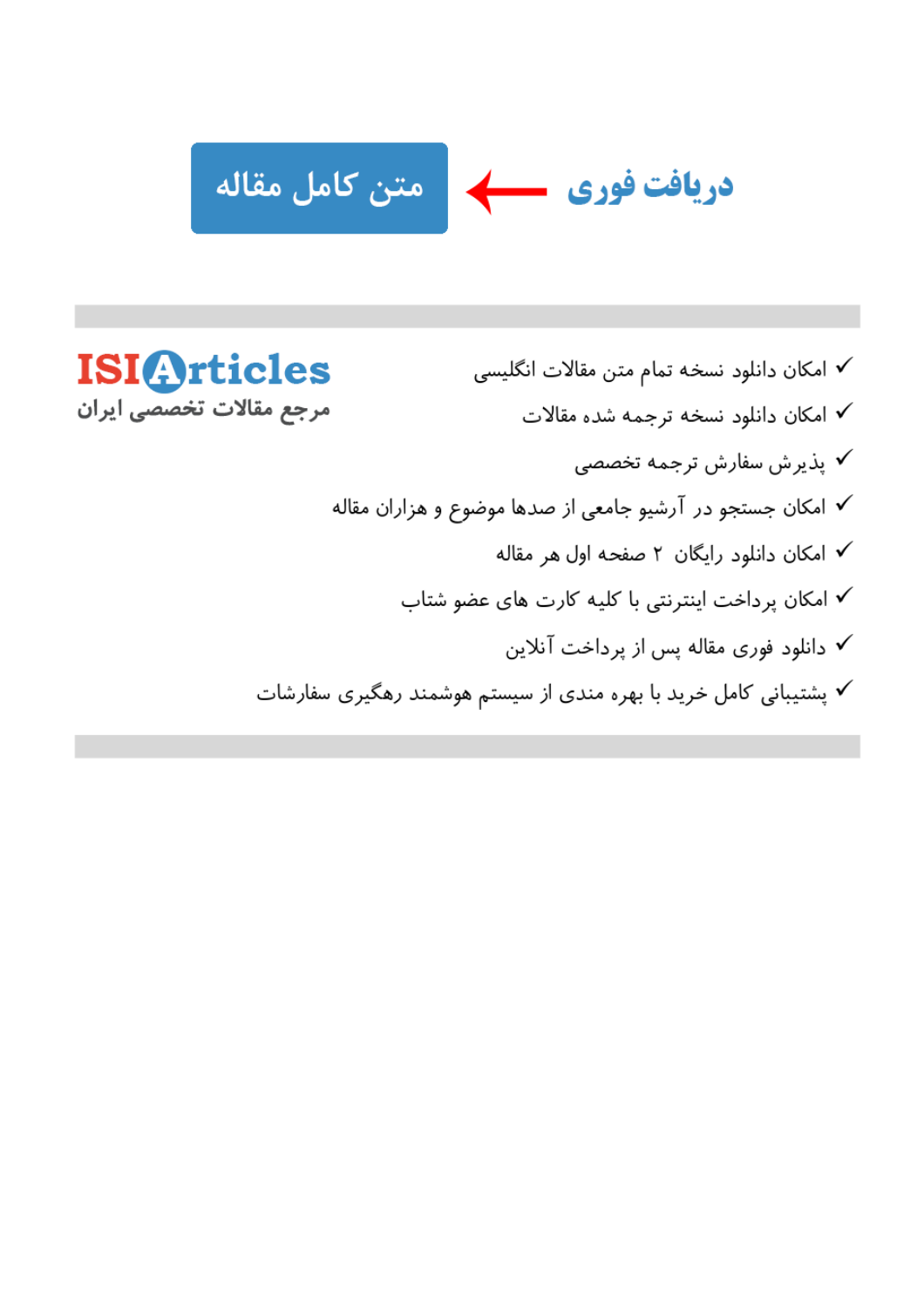دریافت فوری ← متن کامل مقاله

**ISIArticles**
مرجع مقالات تخصصی ایران

- ✓ امکان دانلود نسخه تمام متن مقالات انگلیسی
- ✓ امکان دانلود نسخه ترجمه شده مقالات
- ✓ پذیرش سفارش ترجمه تخصصی
- ✓ امکان جستجو در آرشیو جامعی از صدها موضوع و هزاران مقاله
- ✓ امکان دانلود رایگان ۲ صفحه اول هر مقاله
- ✓ امکان پرداخت اینترنتی با کلیه کارت های عضو شتاب
- ✓ دانلود فوری مقاله پس از پرداخت آنلاین
- ✓ پشتیبانی کامل خرید با بهره مندی از سیستم هوشمند رهگیری سفارشات